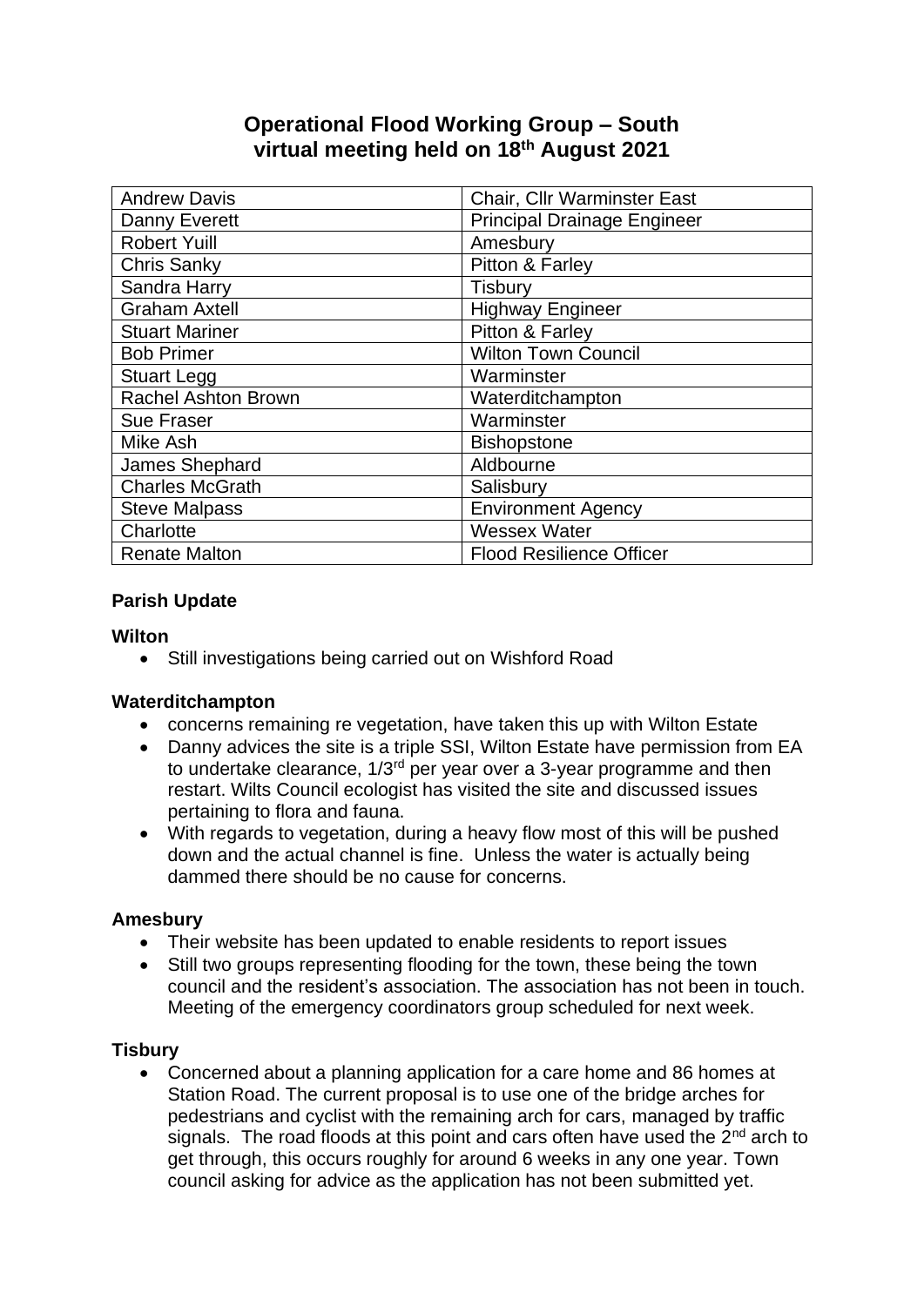# Operational Flood Working Group – South
## virtual meeting held on 18th August 2021

| | |
|---|---|
| Andrew Davis | Chair, Cllr Warminster East |
| Danny Everett | Principal Drainage Engineer |
| Robert Yuill | Amesbury |
| Chris Sanky | Pitton & Farley |
| Sandra Harry | Tisbury |
| Graham Axtell | Highway Engineer |
| Stuart Mariner | Pitton & Farley |
| Bob Primer | Wilton Town Council |
| Stuart Legg | Warminster |
| Rachel Ashton Brown | Waterditchampton |
| Sue Fraser | Warminster |
| Mike Ash | Bishopstone |
| James Shephard | Aldbourne |
| Charles McGrath | Salisbury |
| Steve Malpass | Environment Agency |
| Charlotte | Wessex Water |
| Renate Malton | Flood Resilience Officer |

**Parish Update**

**Wilton**

- Still investigations being carried out on Wishford Road

**Waterditchampton**

- concerns remaining re vegetation, have taken this up with Wilton Estate
- Danny advices the site is a triple SSI, Wilton Estate have permission from EA to undertake clearance, 1/3rd per year over a 3-year programme and then restart. Wilts Council ecologist has visited the site and discussed issues pertaining to flora and fauna.
- With regards to vegetation, during a heavy flow most of this will be pushed down and the actual channel is fine. Unless the water is actually being dammed there should be no cause for concerns.

**Amesbury**

- Their website has been updated to enable residents to report issues
- Still two groups representing flooding for the town, these being the town council and the resident's association. The association has not been in touch. Meeting of the emergency coordinators group scheduled for next week.

**Tisbury**

- Concerned about a planning application for a care home and 86 homes at Station Road. The current proposal is to use one of the bridge arches for pedestrians and cyclist with the remaining arch for cars, managed by traffic signals. The road floods at this point and cars often have used the 2nd arch to get through, this occurs roughly for around 6 weeks in any one year. Town council asking for advice as the application has not been submitted yet.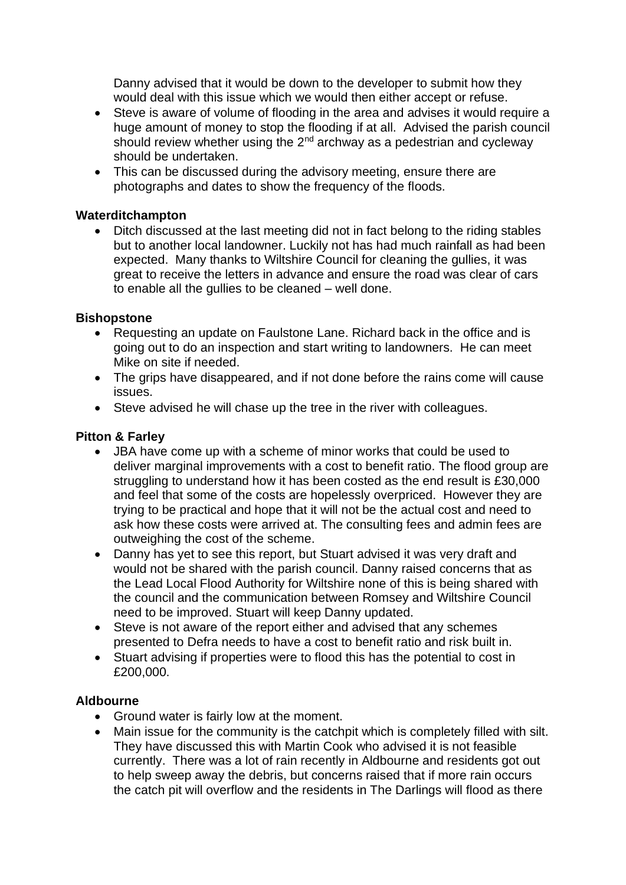Danny advised that it would be down to the developer to submit how they would deal with this issue which we would then either accept or refuse.

- Steve is aware of volume of flooding in the area and advises it would require a huge amount of money to stop the flooding if at all. Advised the parish council should review whether using the 2nd archway as a pedestrian and cycleway should be undertaken.
- This can be discussed during the advisory meeting, ensure there are photographs and dates to show the frequency of the floods.

**Waterditchampton**

- Ditch discussed at the last meeting did not in fact belong to the riding stables but to another local landowner. Luckily not has had much rainfall as had been expected. Many thanks to Wiltshire Council for cleaning the gullies, it was great to receive the letters in advance and ensure the road was clear of cars to enable all the gullies to be cleaned – well done.

**Bishopstone**

- Requesting an update on Faulstone Lane. Richard back in the office and is going out to do an inspection and start writing to landowners. He can meet Mike on site if needed.
- The grips have disappeared, and if not done before the rains come will cause issues.
- Steve advised he will chase up the tree in the river with colleagues.

**Pitton & Farley**

- JBA have come up with a scheme of minor works that could be used to deliver marginal improvements with a cost to benefit ratio. The flood group are struggling to understand how it has been costed as the end result is £30,000 and feel that some of the costs are hopelessly overpriced. However they are trying to be practical and hope that it will not be the actual cost and need to ask how these costs were arrived at. The consulting fees and admin fees are outweighing the cost of the scheme.
- Danny has yet to see this report, but Stuart advised it was very draft and would not be shared with the parish council. Danny raised concerns that as the Lead Local Flood Authority for Wiltshire none of this is being shared with the council and the communication between Romsey and Wiltshire Council need to be improved. Stuart will keep Danny updated.
- Steve is not aware of the report either and advised that any schemes presented to Defra needs to have a cost to benefit ratio and risk built in.
- Stuart advising if properties were to flood this has the potential to cost in £200,000.

**Aldbourne**

- Ground water is fairly low at the moment.
- Main issue for the community is the catchpit which is completely filled with silt. They have discussed this with Martin Cook who advised it is not feasible currently. There was a lot of rain recently in Aldbourne and residents got out to help sweep away the debris, but concerns raised that if more rain occurs the catch pit will overflow and the residents in The Darlings will flood as there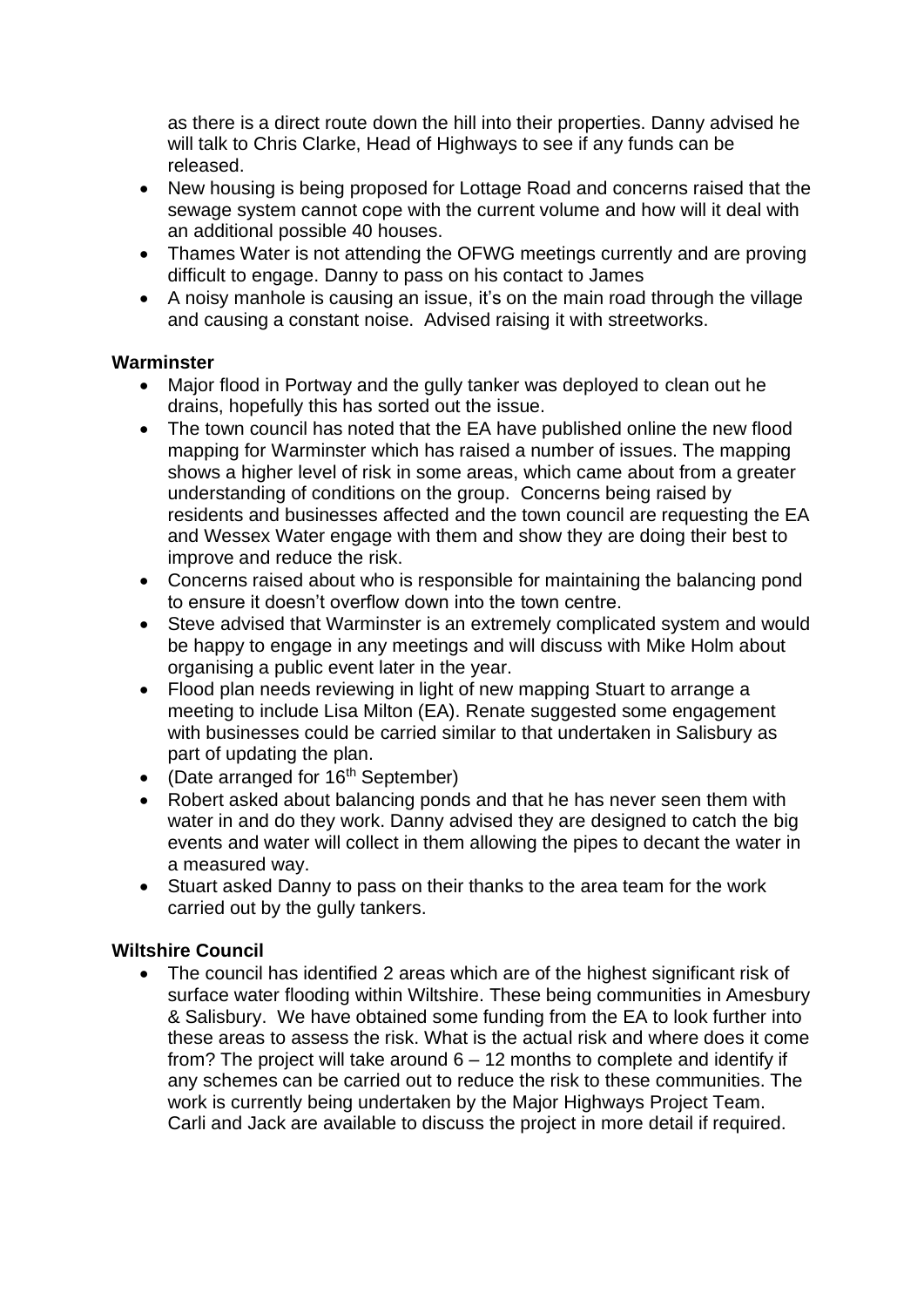as there is a direct route down the hill into their properties. Danny advised he will talk to Chris Clarke, Head of Highways to see if any funds can be released.

- New housing is being proposed for Lottage Road and concerns raised that the sewage system cannot cope with the current volume and how will it deal with an additional possible 40 houses.
- Thames Water is not attending the OFWG meetings currently and are proving difficult to engage. Danny to pass on his contact to James
- A noisy manhole is causing an issue, it's on the main road through the village and causing a constant noise. Advised raising it with streetworks.

**Warminster**

- Major flood in Portway and the gully tanker was deployed to clean out he drains, hopefully this has sorted out the issue.
- The town council has noted that the EA have published online the new flood mapping for Warminster which has raised a number of issues. The mapping shows a higher level of risk in some areas, which came about from a greater understanding of conditions on the group. Concerns being raised by residents and businesses affected and the town council are requesting the EA and Wessex Water engage with them and show they are doing their best to improve and reduce the risk.
- Concerns raised about who is responsible for maintaining the balancing pond to ensure it doesn't overflow down into the town centre.
- Steve advised that Warminster is an extremely complicated system and would be happy to engage in any meetings and will discuss with Mike Holm about organising a public event later in the year.
- Flood plan needs reviewing in light of new mapping Stuart to arrange a meeting to include Lisa Milton (EA). Renate suggested some engagement with businesses could be carried similar to that undertaken in Salisbury as part of updating the plan.
- (Date arranged for 16th September)
- Robert asked about balancing ponds and that he has never seen them with water in and do they work. Danny advised they are designed to catch the big events and water will collect in them allowing the pipes to decant the water in a measured way.
- Stuart asked Danny to pass on their thanks to the area team for the work carried out by the gully tankers.

**Wiltshire Council**

- The council has identified 2 areas which are of the highest significant risk of surface water flooding within Wiltshire. These being communities in Amesbury & Salisbury. We have obtained some funding from the EA to look further into these areas to assess the risk. What is the actual risk and where does it come from? The project will take around 6 – 12 months to complete and identify if any schemes can be carried out to reduce the risk to these communities. The work is currently being undertaken by the Major Highways Project Team. Carli and Jack are available to discuss the project in more detail if required.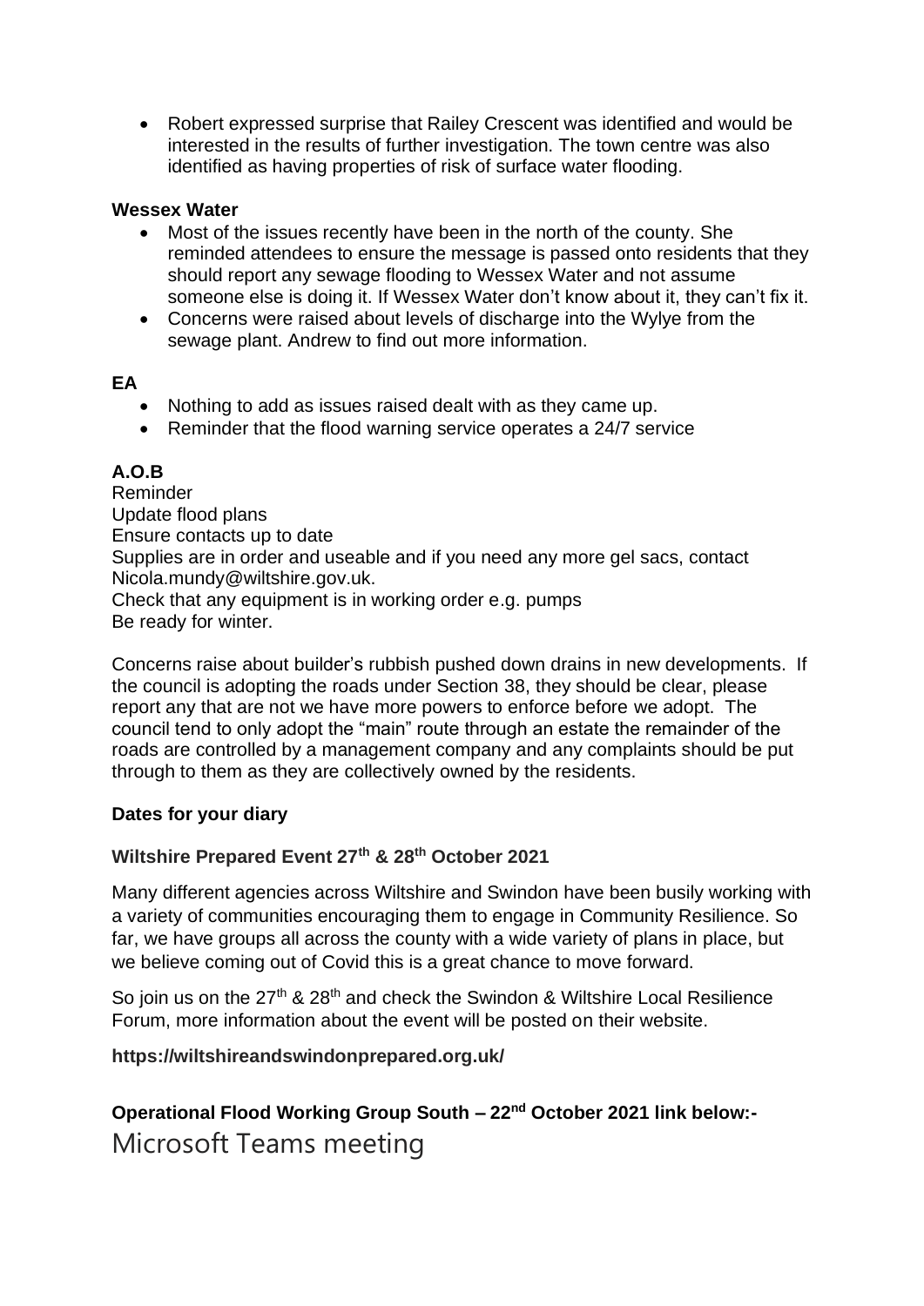- Robert expressed surprise that Railey Crescent was identified and would be interested in the results of further investigation. The town centre was also identified as having properties of risk of surface water flooding.

**Wessex Water**

- Most of the issues recently have been in the north of the county. She reminded attendees to ensure the message is passed onto residents that they should report any sewage flooding to Wessex Water and not assume someone else is doing it. If Wessex Water don't know about it, they can't fix it.
- Concerns were raised about levels of discharge into the Wylye from the sewage plant. Andrew to find out more information.

**EA**

- Nothing to add as issues raised dealt with as they came up.
- Reminder that the flood warning service operates a 24/7 service

**A.O.B**

Reminder
Update flood plans
Ensure contacts up to date
Supplies are in order and useable and if you need any more gel sacs, contact Nicola.mundy@wiltshire.gov.uk.
Check that any equipment is in working order e.g. pumps
Be ready for winter.

Concerns raise about builder's rubbish pushed down drains in new developments. If the council is adopting the roads under Section 38, they should be clear, please report any that are not we have more powers to enforce before we adopt. The council tend to only adopt the "main" route through an estate the remainder of the roads are controlled by a management company and any complaints should be put through to them as they are collectively owned by the residents.

**Dates for your diary**

**Wiltshire Prepared Event 27th & 28th October 2021**

Many different agencies across Wiltshire and Swindon have been busily working with a variety of communities encouraging them to engage in Community Resilience. So far, we have groups all across the county with a wide variety of plans in place, but we believe coming out of Covid this is a great chance to move forward.

So join us on the 27th & 28th and check the Swindon & Wiltshire Local Resilience Forum, more information about the event will be posted on their website.

**https://wiltshireandswindonprepared.org.uk/**

**Operational Flood Working Group South – 22nd October 2021 link below:-**

Microsoft Teams meeting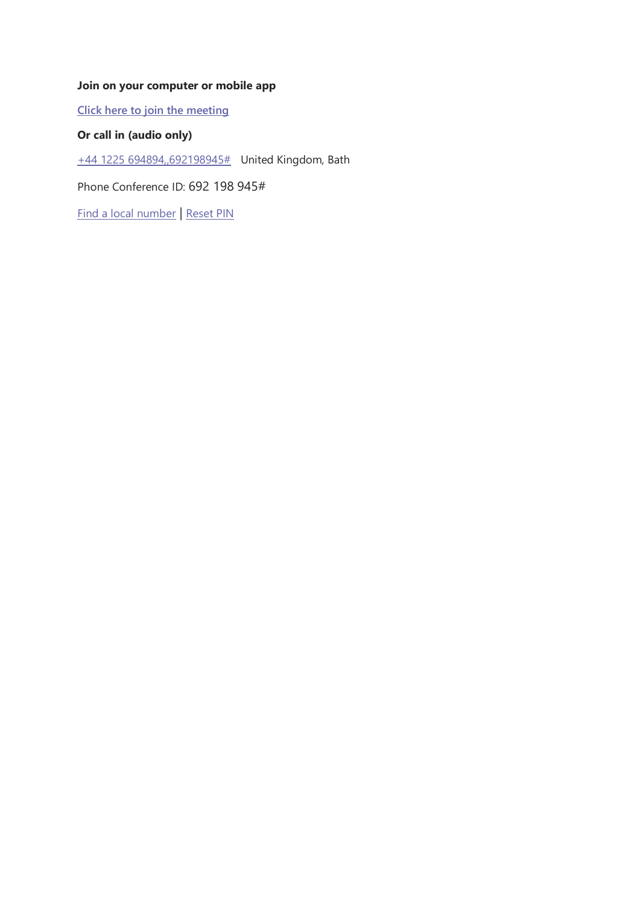**Join on your computer or mobile app**

Click here to join the meeting

**Or call in (audio only)**

+44 1225 694894,,692198945#   United Kingdom, Bath

Phone Conference ID: 692 198 945#

Find a local number | Reset PIN